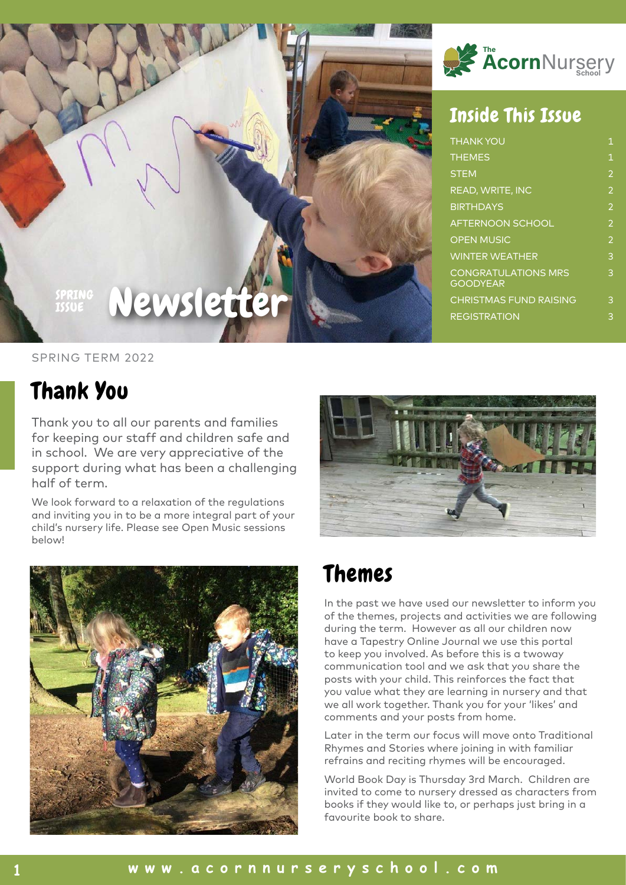The AcornNursery School

# Inside This Issue

| | |
|---|---|
| THANK YOU | 1 |
| THEMES | 1 |
| STEM | 2 |
| READ, WRITE, INC | 2 |
| BIRTHDAYS | 2 |
| AFTERNOON SCHOOL | 2 |
| OPEN MUSIC | 2 |
| WINTER WEATHER | 3 |
| CONGRATULATIONS MRS GOODYEAR | 3 |
| CHRISTMAS FUND RAISING | 3 |
| REGISTRATION | 3 |

SPRING ISSUE

# Newsletter

SPRING TERM 2022

## Thank You

Thank you to all our parents and families for keeping our staff and children safe and in school. We are very appreciative of the support during what has been a challenging half of term.

We look forward to a relaxation of the regulations and inviting you in to be a more integral part of your child's nursery life. Please see Open Music sessions below!

## Themes

In the past we have used our newsletter to inform you of the themes, projects and activities we are following during the term. However as all our children now have a Tapestry Online Journal we use this portal to keep you involved. As before this is a twoway communication tool and we ask that you share the posts with your child. This reinforces the fact that you value what they are learning in nursery and that we all work together. Thank you for your 'likes' and comments and your posts from home.

Later in the term our focus will move onto Traditional Rhymes and Stories where joining in with familiar refrains and reciting rhymes will be encouraged.

World Book Day is Thursday 3rd March. Children are invited to come to nursery dressed as characters from books if they would like to, or perhaps just bring in a favourite book to share.

www.acornnurseryschool.com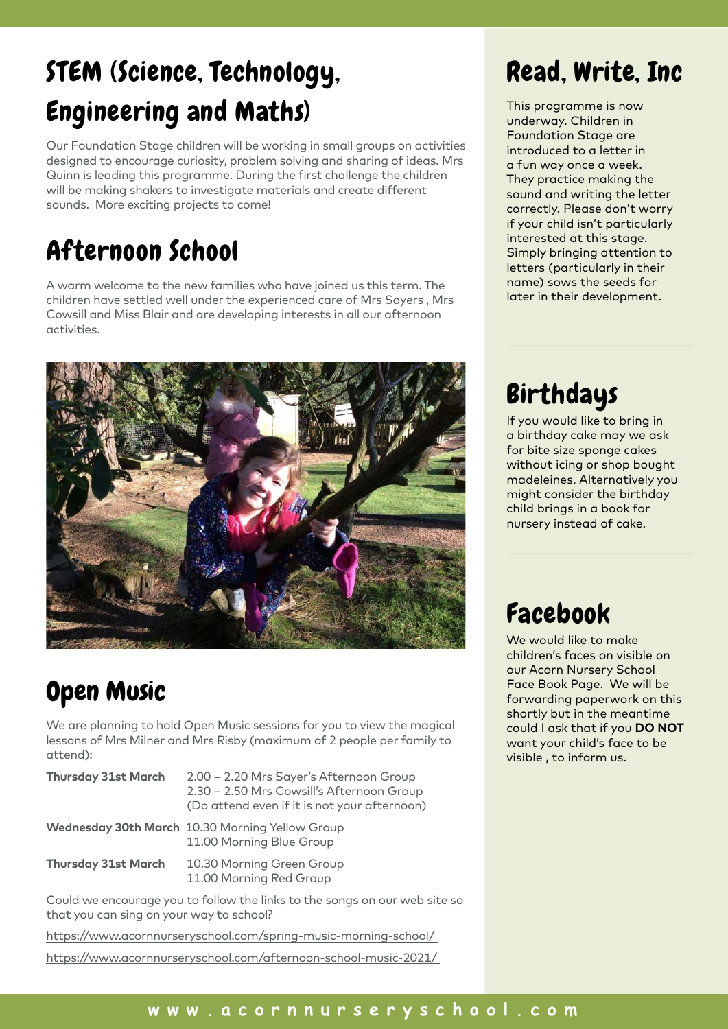## STEM (Science, Technology, Engineering and Maths)

Our Foundation Stage children will be working in small groups on activities designed to encourage curiosity, problem solving and sharing of ideas. Mrs Quinn is leading this programme. During the first challenge the children will be making shakers to investigate materials and create different sounds. More exciting projects to come!

## Afternoon School

A warm welcome to the new families who have joined us this term. The children have settled well under the experienced care of Mrs Sayers , Mrs Cowsill and Miss Blair and are developing interests in all our afternoon activities.

## Open Music

We are planning to hold Open Music sessions for you to view the magical lessons of Mrs Milner and Mrs Risby (maximum of 2 people per family to attend):

| | |
|---|---|
| **Thursday 31st March** | 2.00 – 2.20 Mrs Sayer's Afternoon Group<br>2.30 – 2.50 Mrs Cowsill's Afternoon Group<br>(Do attend even if it is not your afternoon) |
| **Wednesday 30th March** | 10.30 Morning Yellow Group<br>11.00 Morning Blue Group |
| **Thursday 31st March** | 10.30 Morning Green Group<br>11.00 Morning Red Group |

Could we encourage you to follow the links to the songs on our web site so that you can sing on your way to school?

https://www.acornnurseryschool.com/spring-music-morning-school/

https://www.acornnurseryschool.com/afternoon-school-music-2021/

## Read, Write, Inc

This programme is now underway. Children in Foundation Stage are introduced to a letter in a fun way once a week. They practice making the sound and writing the letter correctly. Please don't worry if your child isn't particularly interested at this stage. Simply bringing attention to letters (particularly in their name) sows the seeds for later in their development.

## Birthdays

If you would like to bring in a birthday cake may we ask for bite size sponge cakes without icing or shop bought madeleines. Alternatively you might consider the birthday child brings in a book for nursery instead of cake.

## Facebook

We would like to make children's faces on visible on our Acorn Nursery School Face Book Page. We will be forwarding paperwork on this shortly but in the meantime could I ask that if you **DO NOT** want your child's face to be visible , to inform us.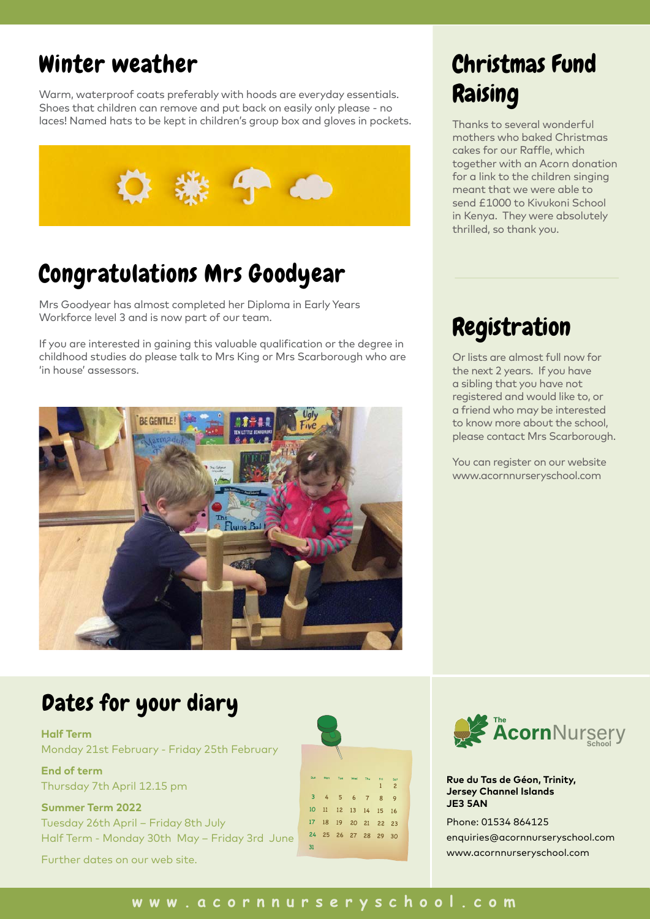## Winter weather

Warm, waterproof coats preferably with hoods are everyday essentials. Shoes that children can remove and put back on easily only please - no laces! Named hats to be kept in children's group box and gloves in pockets.

## Congratulations Mrs Goodyear

Mrs Goodyear has almost completed her Diploma in Early Years Workforce level 3 and is now part of our team.

If you are interested in gaining this valuable qualification or the degree in childhood studies do please talk to Mrs King or Mrs Scarborough who are 'in house' assessors.

## Christmas Fund Raising

Thanks to several wonderful mothers who baked Christmas cakes for our Raffle, which together with an Acorn donation for a link to the children singing meant that we were able to send £1000 to Kivukoni School in Kenya. They were absolutely thrilled, so thank you.

## Registration

Or lists are almost full now for the next 2 years. If you have a sibling that you have not registered and would like to, or a friend who may be interested to know more about the school, please contact Mrs Scarborough.

You can register on our website www.acornnurseryschool.com

## Dates for your diary

**Half Term**
Monday 21st February - Friday 25th February

**End of term**
Thursday 7th April 12.15 pm

**Summer Term 2022**
Tuesday 26th April – Friday 8th July
Half Term - Monday 30th May – Friday 3rd June

Further dates on our web site.

**The Acorn Nursery School**

**Rue du Tas de Géon, Trinity,**
**Jersey Channel Islands**
**JE3 5AN**

Phone: 01534 864125
enquiries@acornnurseryschool.com
www.acornnurseryschool.com